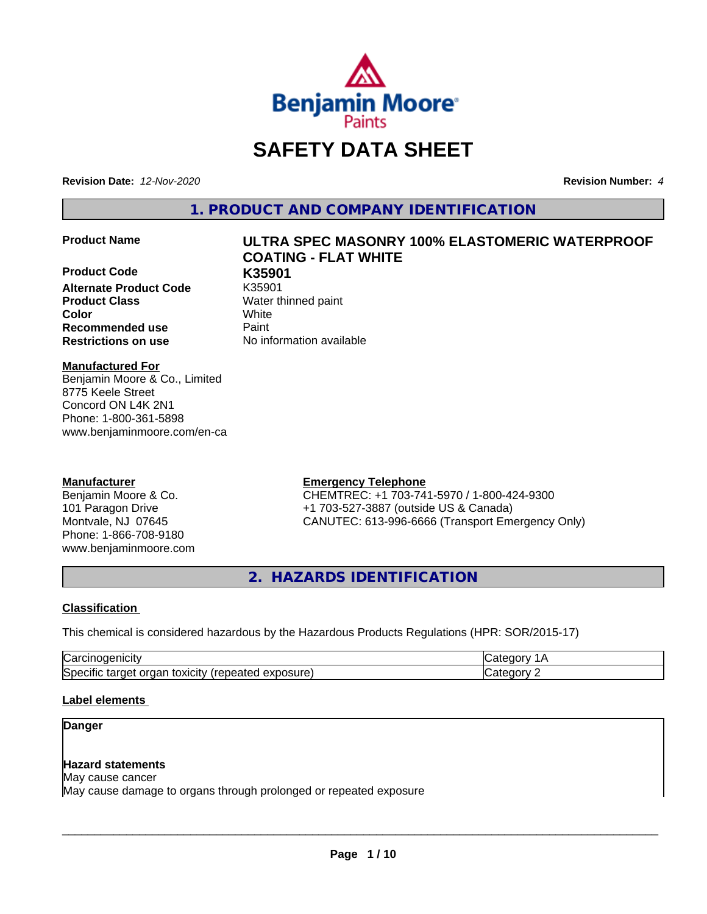# SAFETY DATA SHEET

**Revision Date:** *12-Nov-2020* **Revision Number:** *4*

## 1. PRODUCT AND COMPANY IDENTIFICATION

| | |
|---|---|
| **Product Name** | **ULTRA SPEC MASONRY 100% ELASTOMERIC WATERPROOF COATING - FLAT WHITE** |
| **Product Code** | **K35901** |
| **Alternate Product Code** | K35901 |
| **Product Class** | Water thinned paint |
| **Color** | White |
| **Recommended use** | Paint |
| **Restrictions on use** | No information available |

**Manufactured For**
Benjamin Moore & Co., Limited
8775 Keele Street
Concord ON L4K 2N1
Phone: 1-800-361-5898
www.benjaminmoore.com/en-ca

**Manufacturer**
Benjamin Moore & Co.
101 Paragon Drive
Montvale, NJ 07645
Phone: 1-866-708-9180
www.benjaminmoore.com

**Emergency Telephone**
CHEMTREC: +1 703-741-5970 / 1-800-424-9300
+1 703-527-3887 (outside US & Canada)
CANUTEC: 613-996-6666 (Transport Emergency Only)

## 2. HAZARDS IDENTIFICATION

### Classification

This chemical is considered hazardous by the Hazardous Products Regulations (HPR: SOR/2015-17)

| | |
|---|---|
| Carcinogenicity | Category 1A |
| Specific target organ toxicity (repeated exposure) | Category 2 |

### Label elements

**Danger**

**Hazard statements**
May cause cancer
May cause damage to organs through prolonged or repeated exposure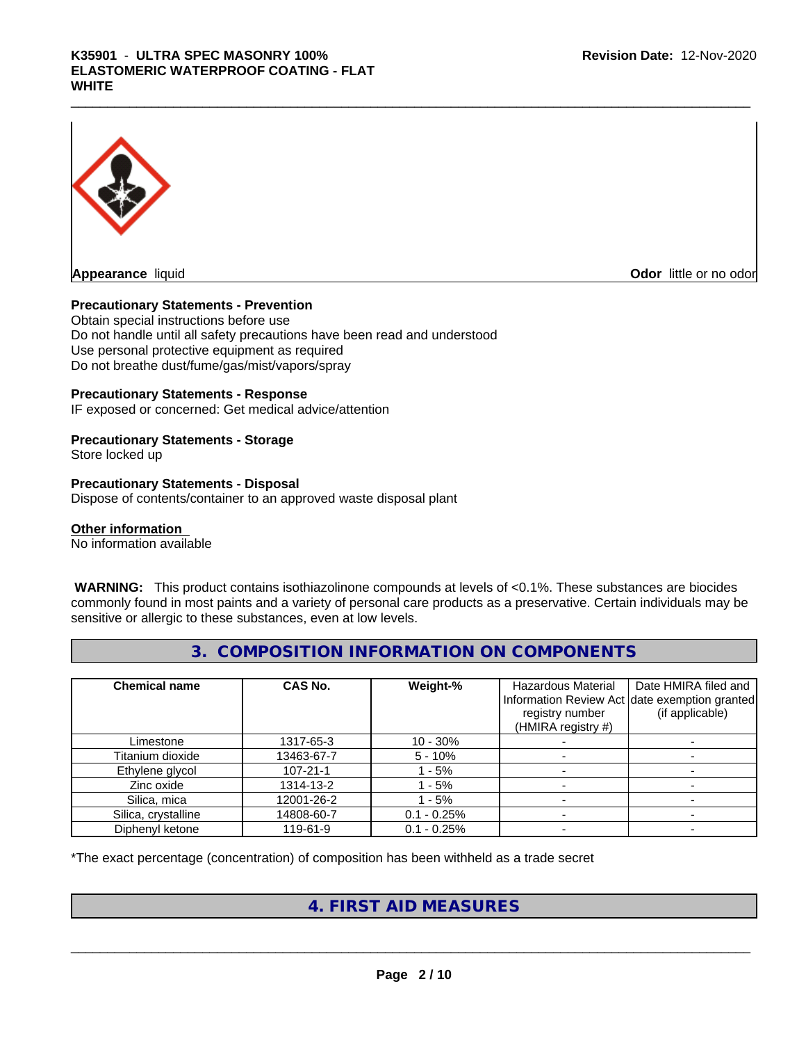**Appearance** liquid **Odor** little or no odor

**Precautionary Statements - Prevention**

Obtain special instructions before use
Do not handle until all safety precautions have been read and understood
Use personal protective equipment as required
Do not breathe dust/fume/gas/mist/vapors/spray

**Precautionary Statements - Response**

IF exposed or concerned: Get medical advice/attention

**Precautionary Statements - Storage**

Store locked up

**Precautionary Statements - Disposal**

Dispose of contents/container to an approved waste disposal plant

**Other information**

No information available

**WARNING:** This product contains isothiazolinone compounds at levels of <0.1%. These substances are biocides commonly found in most paints and a variety of personal care products as a preservative. Certain individuals may be sensitive or allergic to these substances, even at low levels.

## 3. COMPOSITION INFORMATION ON COMPONENTS

| Chemical name | CAS No. | Weight-% | Hazardous Material Information Review Act registry number (HMIRA registry #) | Date HMIRA filed and date exemption granted (if applicable) |
|---|---|---|---|---|
| Limestone | 1317-65-3 | 10 - 30% | - | - |
| Titanium dioxide | 13463-67-7 | 5 - 10% | - | - |
| Ethylene glycol | 107-21-1 | 1 - 5% | - | - |
| Zinc oxide | 1314-13-2 | 1 - 5% | - | - |
| Silica, mica | 12001-26-2 | 1 - 5% | - | - |
| Silica, crystalline | 14808-60-7 | 0.1 - 0.25% | - | - |
| Diphenyl ketone | 119-61-9 | 0.1 - 0.25% | - | - |

*The exact percentage (concentration) of composition has been withheld as a trade secret

## 4. FIRST AID MEASURES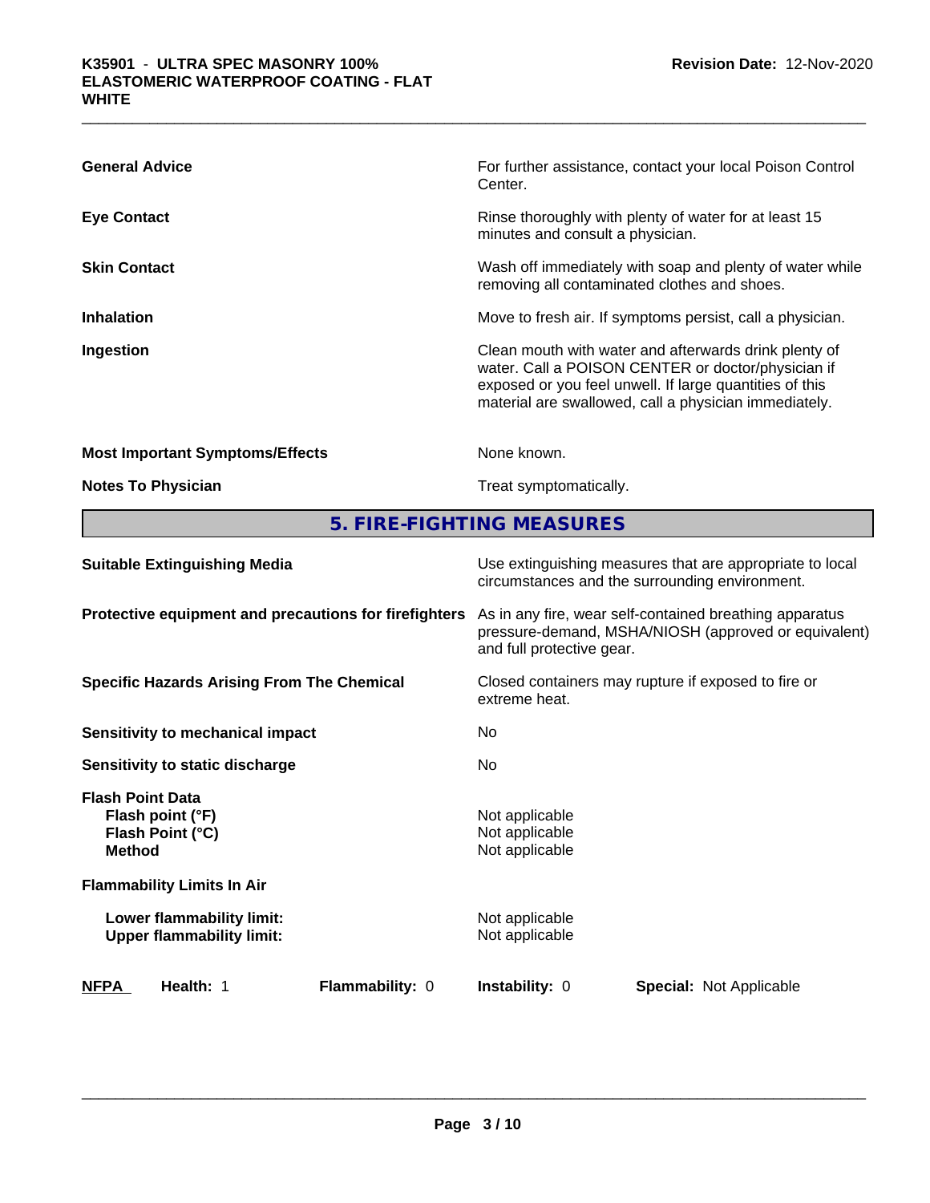| | |
|---|---|
| **General Advice** | For further assistance, contact your local Poison Control Center. |
| **Eye Contact** | Rinse thoroughly with plenty of water for at least 15 minutes and consult a physician. |
| **Skin Contact** | Wash off immediately with soap and plenty of water while removing all contaminated clothes and shoes. |
| **Inhalation** | Move to fresh air. If symptoms persist, call a physician. |
| **Ingestion** | Clean mouth with water and afterwards drink plenty of water. Call a POISON CENTER or doctor/physician if exposed or you feel unwell. If large quantities of this material are swallowed, call a physician immediately. |
| **Most Important Symptoms/Effects** | None known. |
| **Notes To Physician** | Treat symptomatically. |

## 5. FIRE-FIGHTING MEASURES

| | |
|---|---|
| **Suitable Extinguishing Media** | Use extinguishing measures that are appropriate to local circumstances and the surrounding environment. |
| **Protective equipment and precautions for firefighters** | As in any fire, wear self-contained breathing apparatus pressure-demand, MSHA/NIOSH (approved or equivalent) and full protective gear. |
| **Specific Hazards Arising From The Chemical** | Closed containers may rupture if exposed to fire or extreme heat. |
| **Sensitivity to mechanical impact** | No |
| **Sensitivity to static discharge** | No |
| **Flash Point Data** | |
| **Flash point (°F)** | Not applicable |
| **Flash Point (°C)** | Not applicable |
| **Method** | Not applicable |
| **Flammability Limits In Air** | |
| **Lower flammability limit:** | Not applicable |
| **Upper flammability limit:** | Not applicable |

| **NFPA** | **Health:** 1 | **Flammability:** 0 | **Instability:** 0 | **Special:** Not Applicable |
|---|---|---|---|---|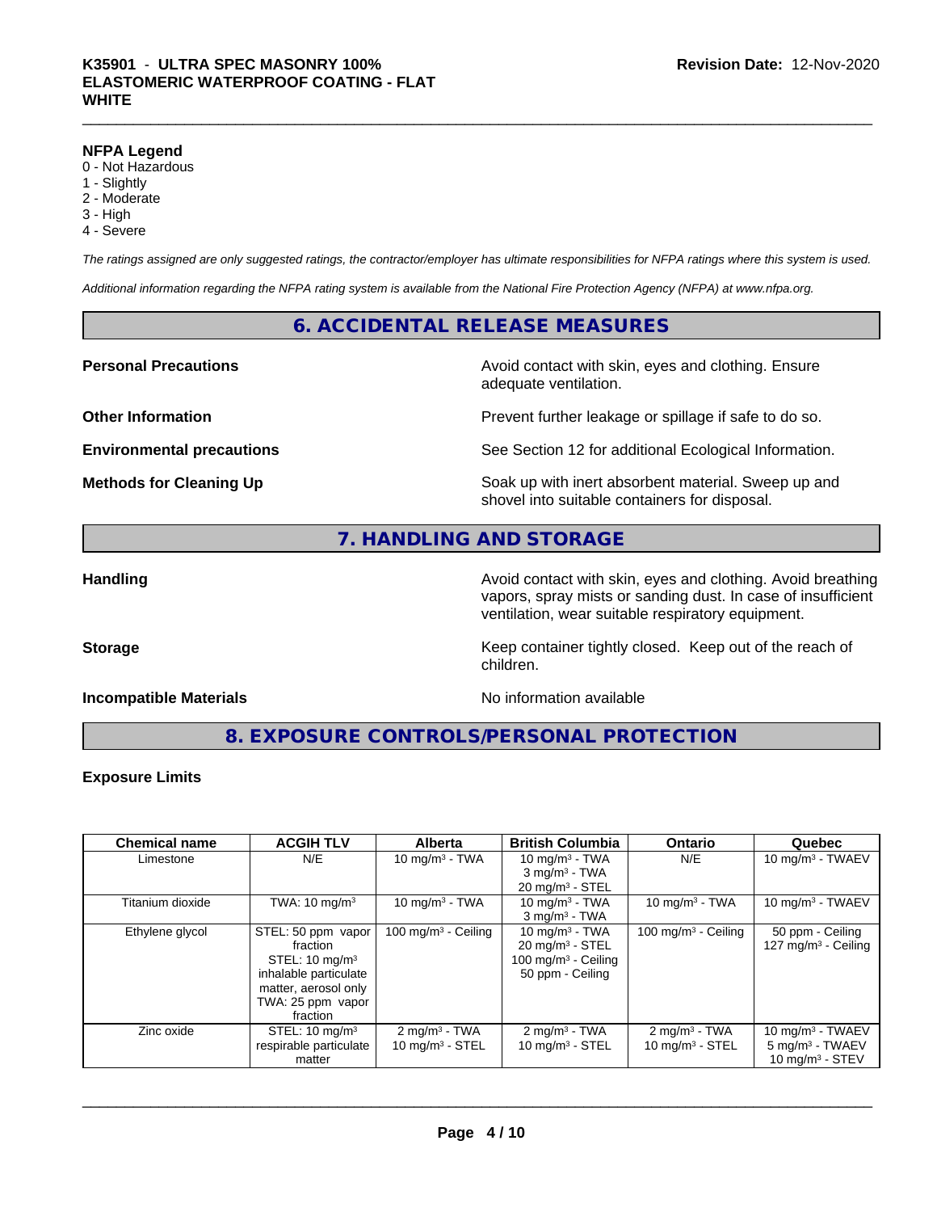**NFPA Legend**

0 - Not Hazardous
1 - Slightly
2 - Moderate
3 - High
4 - Severe

*The ratings assigned are only suggested ratings, the contractor/employer has ultimate responsibilities for NFPA ratings where this system is used.*

*Additional information regarding the NFPA rating system is available from the National Fire Protection Agency (NFPA) at www.nfpa.org.*

## 6. ACCIDENTAL RELEASE MEASURES

**Personal Precautions** Avoid contact with skin, eyes and clothing. Ensure adequate ventilation.

**Other Information** Prevent further leakage or spillage if safe to do so.

**Environmental precautions** See Section 12 for additional Ecological Information.

**Methods for Cleaning Up** Soak up with inert absorbent material. Sweep up and shovel into suitable containers for disposal.

## 7. HANDLING AND STORAGE

**Handling** Avoid contact with skin, eyes and clothing. Avoid breathing vapors, spray mists or sanding dust. In case of insufficient ventilation, wear suitable respiratory equipment.

**Storage** Keep container tightly closed. Keep out of the reach of children.

**Incompatible Materials** No information available

## 8. EXPOSURE CONTROLS/PERSONAL PROTECTION

**Exposure Limits**

| Chemical name | ACGIH TLV | Alberta | British Columbia | Ontario | Quebec |
|---|---|---|---|---|---|
| Limestone | N/E | 10 mg/m³ - TWA | 10 mg/m³ - TWA<br>3 mg/m³ - TWA<br>20 mg/m³ - STEL | N/E | 10 mg/m³ - TWAEV |
| Titanium dioxide | TWA: 10 mg/m³ | 10 mg/m³ - TWA | 10 mg/m³ - TWA<br>3 mg/m³ - TWA | 10 mg/m³ - TWA | 10 mg/m³ - TWAEV |
| Ethylene glycol | STEL: 50 ppm vapor fraction<br>STEL: 10 mg/m³ inhalable particulate matter, aerosol only<br>TWA: 25 ppm vapor fraction | 100 mg/m³ - Ceiling | 10 mg/m³ - TWA<br>20 mg/m³ - STEL<br>100 mg/m³ - Ceiling<br>50 ppm - Ceiling | 100 mg/m³ - Ceiling | 50 ppm - Ceiling<br>127 mg/m³ - Ceiling |
| Zinc oxide | STEL: 10 mg/m³ respirable particulate matter | 2 mg/m³ - TWA<br>10 mg/m³ - STEL | 2 mg/m³ - TWA<br>10 mg/m³ - STEL | 2 mg/m³ - TWA<br>10 mg/m³ - STEL | 10 mg/m³ - TWAEV<br>5 mg/m³ - TWAEV<br>10 mg/m³ - STEV |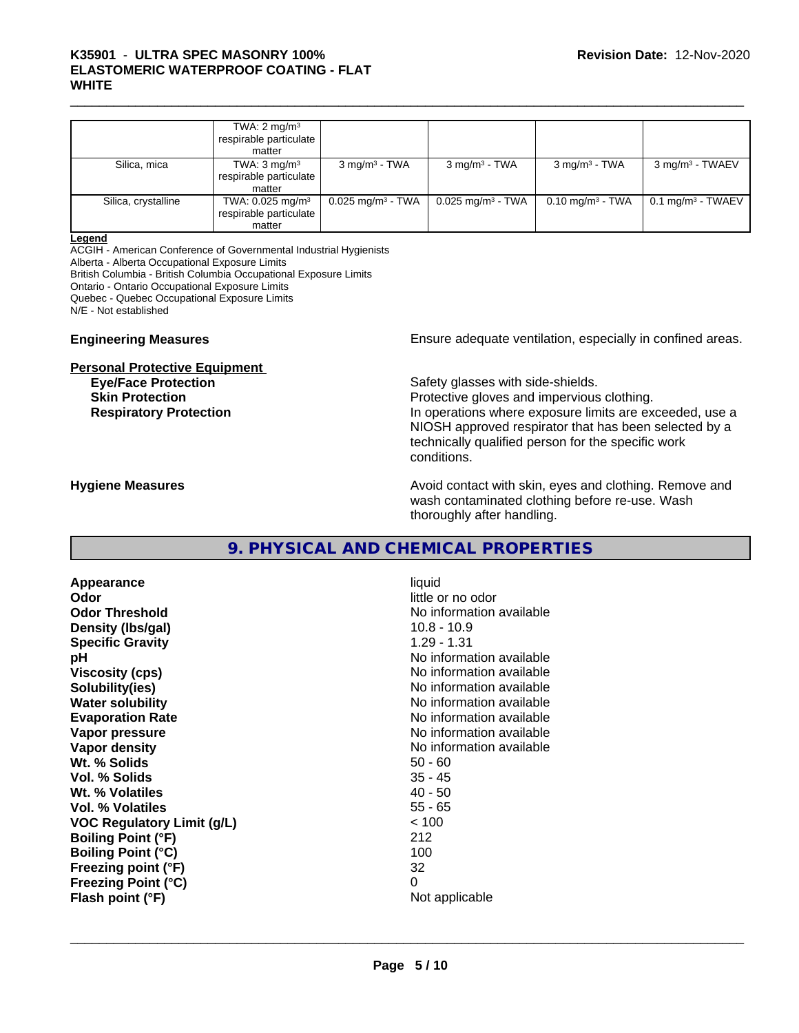|  | TWA: 2 mg/m³ respirable particulate matter |  |  |  |  |
|---|---|---|---|---|---|
| Silica, mica | TWA: 3 mg/m³ respirable particulate matter | 3 mg/m³ - TWA | 3 mg/m³ - TWA | 3 mg/m³ - TWA | 3 mg/m³ - TWAEV |
| Silica, crystalline | TWA: 0.025 mg/m³ respirable particulate matter | 0.025 mg/m³ - TWA | 0.025 mg/m³ - TWA | 0.10 mg/m³ - TWA | 0.1 mg/m³ - TWAEV |

**Legend**

ACGIH - American Conference of Governmental Industrial Hygienists
Alberta - Alberta Occupational Exposure Limits
British Columbia - British Columbia Occupational Exposure Limits
Ontario - Ontario Occupational Exposure Limits
Quebec - Quebec Occupational Exposure Limits
N/E - Not established

**Engineering Measures** Ensure adequate ventilation, especially in confined areas.

**Personal Protective Equipment**

**Eye/Face Protection** Safety glasses with side-shields.

**Skin Protection** Protective gloves and impervious clothing.

**Respiratory Protection** In operations where exposure limits are exceeded, use a NIOSH approved respirator that has been selected by a technically qualified person for the specific work conditions.

**Hygiene Measures** Avoid contact with skin, eyes and clothing. Remove and wash contaminated clothing before re-use. Wash thoroughly after handling.

## 9. PHYSICAL AND CHEMICAL PROPERTIES

| | |
|---|---|
| **Appearance** | liquid |
| **Odor** | little or no odor |
| **Odor Threshold** | No information available |
| **Density (lbs/gal)** | 10.8 - 10.9 |
| **Specific Gravity** | 1.29 - 1.31 |
| **pH** | No information available |
| **Viscosity (cps)** | No information available |
| **Solubility(ies)** | No information available |
| **Water solubility** | No information available |
| **Evaporation Rate** | No information available |
| **Vapor pressure** | No information available |
| **Vapor density** | No information available |
| **Wt. % Solids** | 50 - 60 |
| **Vol. % Solids** | 35 - 45 |
| **Wt. % Volatiles** | 40 - 50 |
| **Vol. % Volatiles** | 55 - 65 |
| **VOC Regulatory Limit (g/L)** | < 100 |
| **Boiling Point (°F)** | 212 |
| **Boiling Point (°C)** | 100 |
| **Freezing point (°F)** | 32 |
| **Freezing Point (°C)** | 0 |
| **Flash point (°F)** | Not applicable |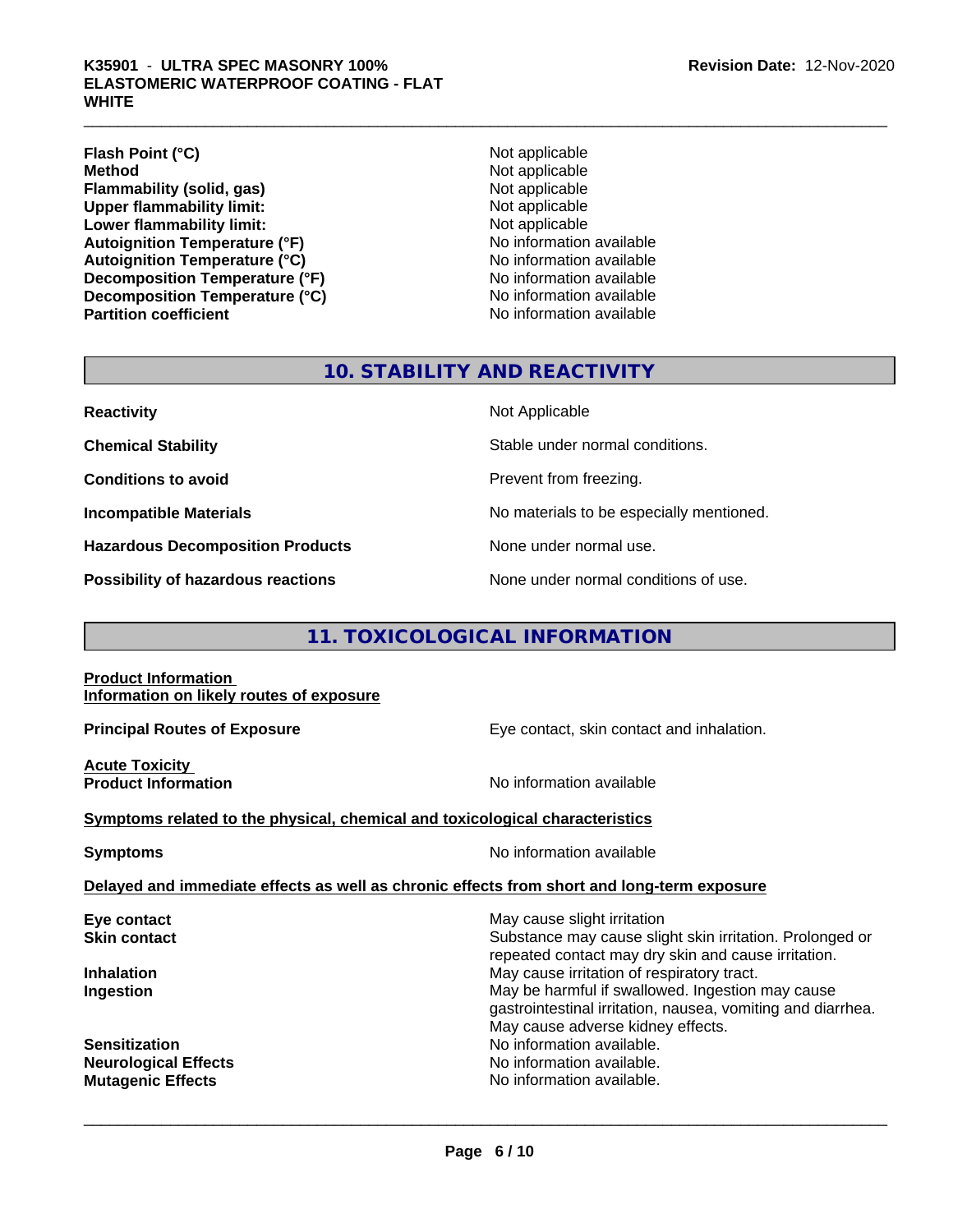| | |
|---|---|
| **Flash Point (°C)** | Not applicable |
| **Method** | Not applicable |
| **Flammability (solid, gas)** | Not applicable |
| **Upper flammability limit:** | Not applicable |
| **Lower flammability limit:** | Not applicable |
| **Autoignition Temperature (°F)** | No information available |
| **Autoignition Temperature (°C)** | No information available |
| **Decomposition Temperature (°F)** | No information available |
| **Decomposition Temperature (°C)** | No information available |
| **Partition coefficient** | No information available |

## 10. STABILITY AND REACTIVITY

| | |
|---|---|
| **Reactivity** | Not Applicable |
| **Chemical Stability** | Stable under normal conditions. |
| **Conditions to avoid** | Prevent from freezing. |
| **Incompatible Materials** | No materials to be especially mentioned. |
| **Hazardous Decomposition Products** | None under normal use. |
| **Possibility of hazardous reactions** | None under normal conditions of use. |

## 11. TOXICOLOGICAL INFORMATION

**Product Information**
**Information on likely routes of exposure**

**Principal Routes of Exposure** — Eye contact, skin contact and inhalation.

**Acute Toxicity**
**Product Information** — No information available

**Symptoms related to the physical, chemical and toxicological characteristics**

**Symptoms** — No information available

**Delayed and immediate effects as well as chronic effects from short and long-term exposure**

| | |
|---|---|
| **Eye contact** | May cause slight irritation |
| **Skin contact** | Substance may cause slight skin irritation. Prolonged or repeated contact may dry skin and cause irritation. |
| **Inhalation** | May cause irritation of respiratory tract. |
| **Ingestion** | May be harmful if swallowed. Ingestion may cause gastrointestinal irritation, nausea, vomiting and diarrhea. May cause adverse kidney effects. |
| **Sensitization** | No information available. |
| **Neurological Effects** | No information available. |
| **Mutagenic Effects** | No information available. |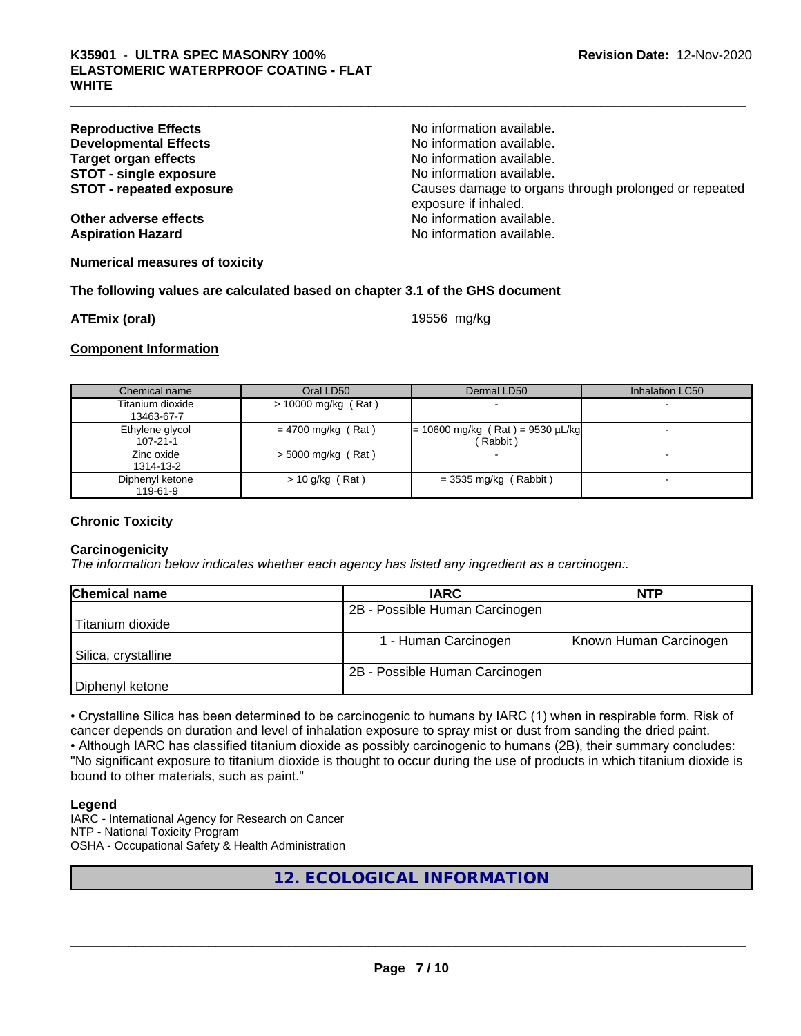**Reproductive Effects** No information available.
**Developmental Effects** No information available.
**Target organ effects** No information available.
**STOT - single exposure** No information available.
**STOT - repeated exposure** Causes damage to organs through prolonged or repeated exposure if inhaled.
**Other adverse effects** No information available.
**Aspiration Hazard** No information available.

**Numerical measures of toxicity**

**The following values are calculated based on chapter 3.1 of the GHS document**

**ATEmix (oral)** 19556 mg/kg

**Component Information**

| Chemical name | Oral LD50 | Dermal LD50 | Inhalation LC50 |
|---|---|---|---|
| Titanium dioxide 13463-67-7 | > 10000 mg/kg ( Rat ) | - | - |
| Ethylene glycol 107-21-1 | = 4700 mg/kg ( Rat ) | = 10600 mg/kg ( Rat ) = 9530 µL/kg ( Rabbit ) | - |
| Zinc oxide 1314-13-2 | > 5000 mg/kg ( Rat ) | - | - |
| Diphenyl ketone 119-61-9 | > 10 g/kg ( Rat ) | = 3535 mg/kg ( Rabbit ) | - |

**Chronic Toxicity**

**Carcinogenicity**
*The information below indicates whether each agency has listed any ingredient as a carcinogen:.*

| Chemical name | IARC | NTP |
|---|---|---|
| Titanium dioxide | 2B - Possible Human Carcinogen | |
| Silica, crystalline | 1 - Human Carcinogen | Known Human Carcinogen |
| Diphenyl ketone | 2B - Possible Human Carcinogen | |

• Crystalline Silica has been determined to be carcinogenic to humans by IARC (1) when in respirable form. Risk of cancer depends on duration and level of inhalation exposure to spray mist or dust from sanding the dried paint.
• Although IARC has classified titanium dioxide as possibly carcinogenic to humans (2B), their summary concludes: "No significant exposure to titanium dioxide is thought to occur during the use of products in which titanium dioxide is bound to other materials, such as paint."

**Legend**
IARC - International Agency for Research on Cancer
NTP - National Toxicity Program
OSHA - Occupational Safety & Health Administration

## 12. ECOLOGICAL INFORMATION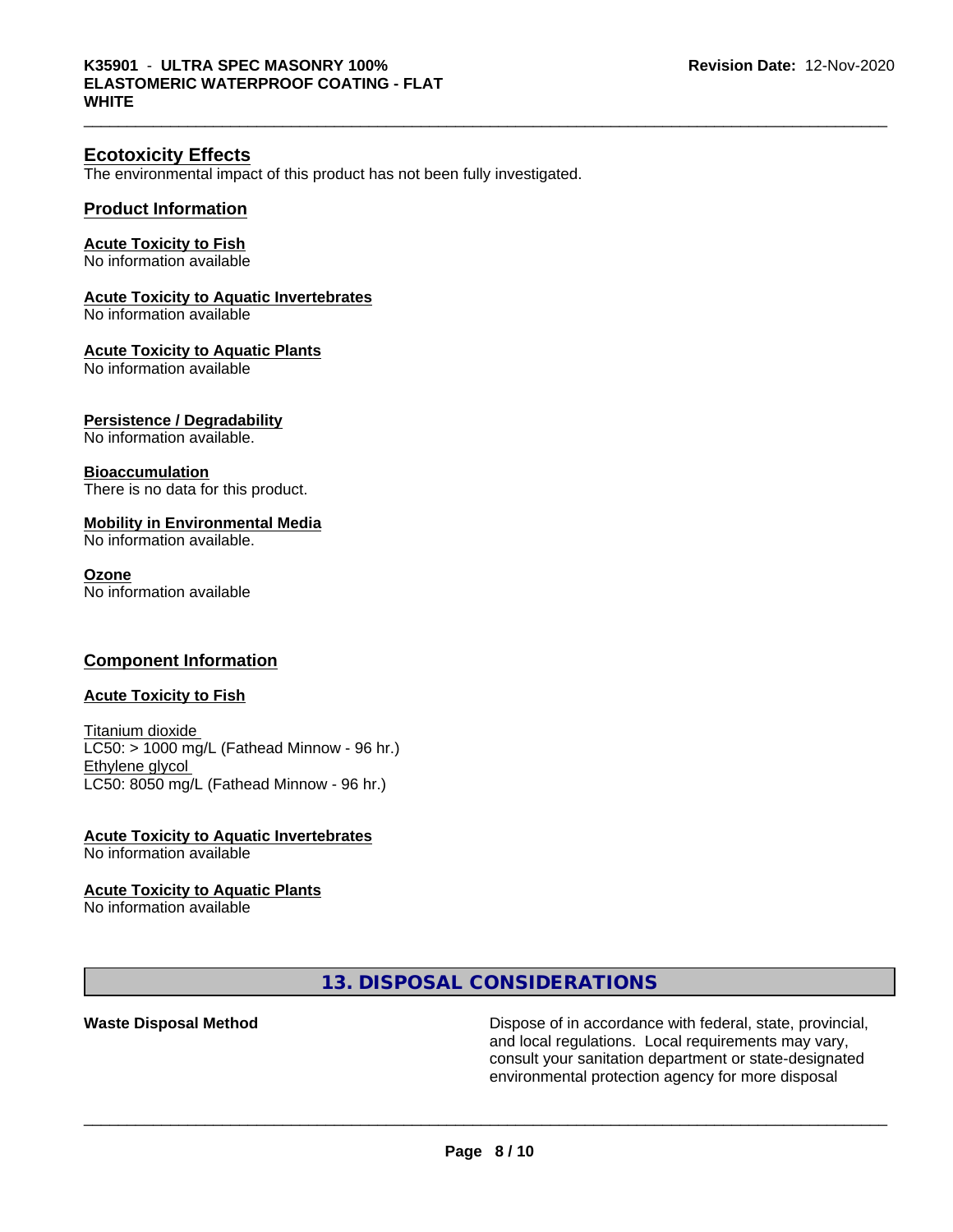## Ecotoxicity Effects

The environmental impact of this product has not been fully investigated.

### Product Information

**Acute Toxicity to Fish**
No information available

**Acute Toxicity to Aquatic Invertebrates**
No information available

**Acute Toxicity to Aquatic Plants**
No information available

**Persistence / Degradability**
No information available.

**Bioaccumulation**
There is no data for this product.

**Mobility in Environmental Media**
No information available.

**Ozone**
No information available

### Component Information

**Acute Toxicity to Fish**

Titanium dioxide
LC50: > 1000 mg/L (Fathead Minnow - 96 hr.)
Ethylene glycol
LC50: 8050 mg/L (Fathead Minnow - 96 hr.)

**Acute Toxicity to Aquatic Invertebrates**
No information available

**Acute Toxicity to Aquatic Plants**
No information available

## 13. DISPOSAL CONSIDERATIONS

| | |
|---|---|
| **Waste Disposal Method** | Dispose of in accordance with federal, state, provincial, and local regulations. Local requirements may vary, consult your sanitation department or state-designated environmental protection agency for more disposal |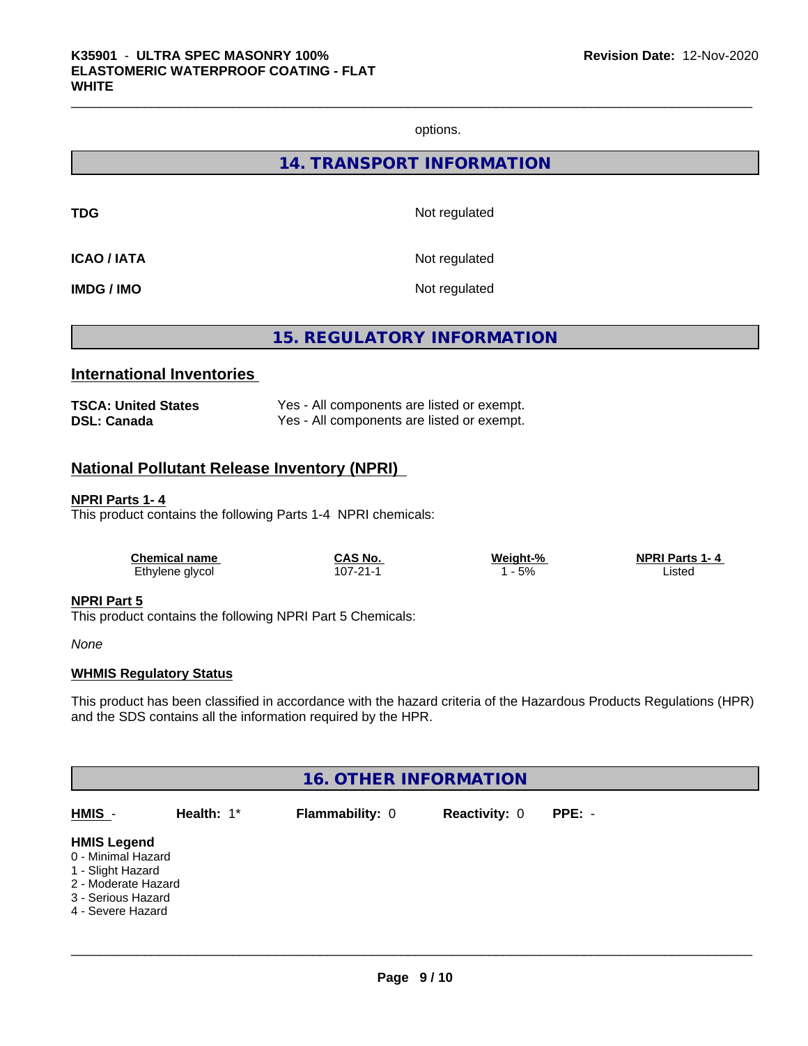options.

## 14. TRANSPORT INFORMATION

| | |
|---|---|
| **TDG** | Not regulated |
| **ICAO / IATA** | Not regulated |
| **IMDG / IMO** | Not regulated |

## 15. REGULATORY INFORMATION

### International Inventories

| | |
|---|---|
| **TSCA: United States** | Yes - All components are listed or exempt. |
| **DSL: Canada** | Yes - All components are listed or exempt. |

### National Pollutant Release Inventory (NPRI)

**NPRI Parts 1- 4**

This product contains the following Parts 1-4 NPRI chemicals:

| Chemical name | CAS No. | Weight-% | NPRI Parts 1- 4 |
|---|---|---|---|
| Ethylene glycol | 107-21-1 | 1 - 5% | Listed |

**NPRI Part 5**

This product contains the following NPRI Part 5 Chemicals:

*None*

**WHMIS Regulatory Status**

This product has been classified in accordance with the hazard criteria of the Hazardous Products Regulations (HPR) and the SDS contains all the information required by the HPR.

## 16. OTHER INFORMATION

| HMIS - | Health: 1* | Flammability: 0 | Reactivity: 0 | PPE: - |
|---|---|---|---|---|

**HMIS Legend**

0 - Minimal Hazard
1 - Slight Hazard
2 - Moderate Hazard
3 - Serious Hazard
4 - Severe Hazard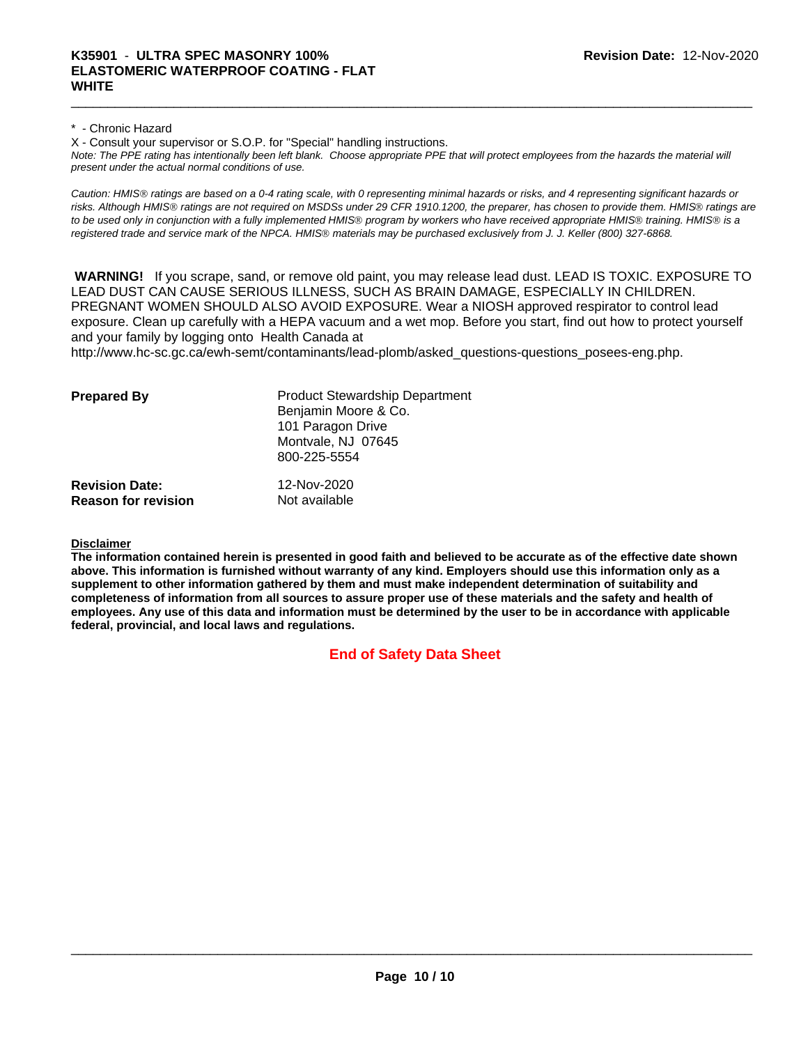\* - Chronic Hazard

X - Consult your supervisor or S.O.P. for "Special" handling instructions.

*Note: The PPE rating has intentionally been left blank. Choose appropriate PPE that will protect employees from the hazards the material will present under the actual normal conditions of use.*

*Caution: HMIS® ratings are based on a 0-4 rating scale, with 0 representing minimal hazards or risks, and 4 representing significant hazards or risks. Although HMIS® ratings are not required on MSDSs under 29 CFR 1910.1200, the preparer, has chosen to provide them. HMIS® ratings are to be used only in conjunction with a fully implemented HMIS® program by workers who have received appropriate HMIS® training. HMIS® is a registered trade and service mark of the NPCA. HMIS® materials may be purchased exclusively from J. J. Keller (800) 327-6868.*

**WARNING!** If you scrape, sand, or remove old paint, you may release lead dust. LEAD IS TOXIC. EXPOSURE TO LEAD DUST CAN CAUSE SERIOUS ILLNESS, SUCH AS BRAIN DAMAGE, ESPECIALLY IN CHILDREN. PREGNANT WOMEN SHOULD ALSO AVOID EXPOSURE. Wear a NIOSH approved respirator to control lead exposure. Clean up carefully with a HEPA vacuum and a wet mop. Before you start, find out how to protect yourself and your family by logging onto Health Canada at http://www.hc-sc.gc.ca/ewh-semt/contaminants/lead-plomb/asked_questions-questions_posees-eng.php.

| | |
|---|---|
| **Prepared By** | Product Stewardship Department<br>Benjamin Moore & Co.<br>101 Paragon Drive<br>Montvale, NJ 07645<br>800-225-5554 |
| **Revision Date:** | 12-Nov-2020 |
| **Reason for revision** | Not available |

**Disclaimer**

**The information contained herein is presented in good faith and believed to be accurate as of the effective date shown above. This information is furnished without warranty of any kind. Employers should use this information only as a supplement to other information gathered by them and must make independent determination of suitability and completeness of information from all sources to assure proper use of these materials and the safety and health of employees. Any use of this data and information must be determined by the user to be in accordance with applicable federal, provincial, and local laws and regulations.**

**End of Safety Data Sheet**